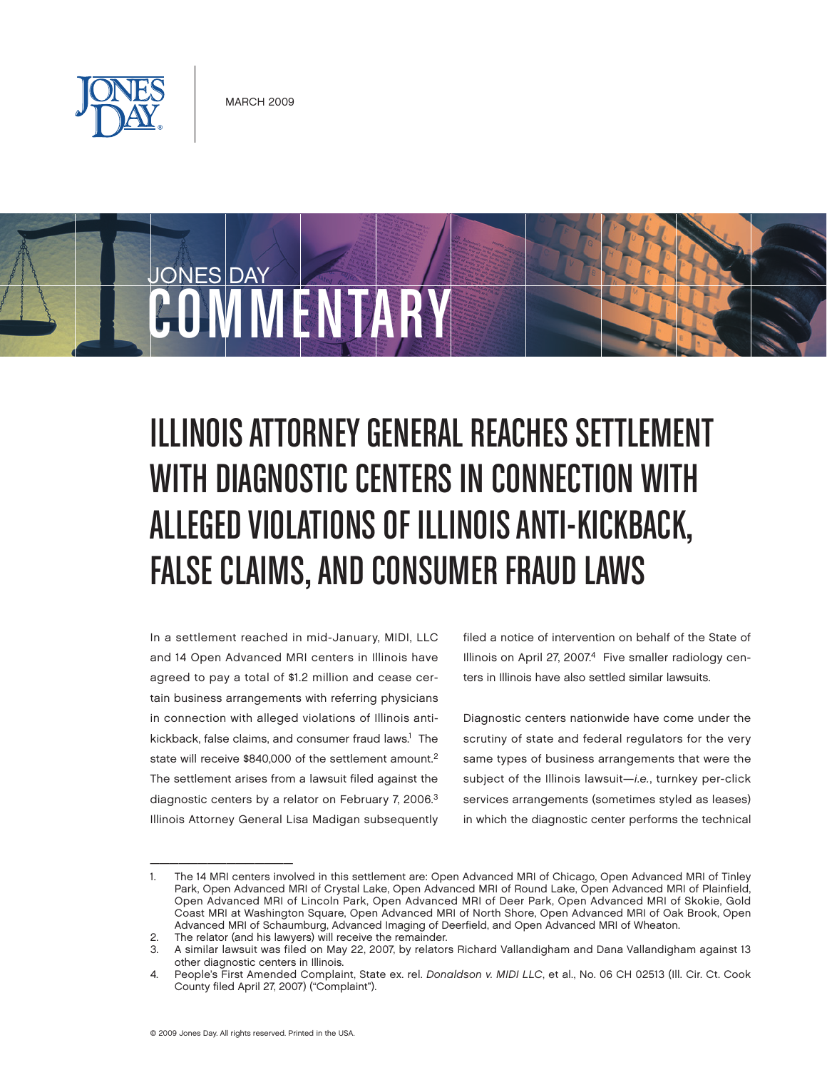MARCH 2009

JONES DAY COMMENTARY

# ILLINOIS ATTORNEY GENERAL REACHES SETTLEMENT WITH DIAGNOSTIC CENTERS IN CONNECTION WITH ALLEGED VIOLATIONS OF ILLINOIS ANTI-KICKBACK, FALSE CLAIMS, AND CONSUMER FRAUD LAWS

In a settlement reached in mid-January, MIDI, LLC and 14 Open Advanced MRI centers in Illinois have agreed to pay a total of $1.2 million and cease certain business arrangements with referring physicians in connection with alleged violations of Illinois anti-kickback, false claims, and consumer fraud laws.[1] The state will receive $840,000 of the settlement amount.[2] The settlement arises from a lawsuit filed against the diagnostic centers by a relator on February 7, 2006.[3] Illinois Attorney General Lisa Madigan subsequently filed a notice of intervention on behalf of the State of Illinois on April 27, 2007.[4] Five smaller radiology centers in Illinois have also settled similar lawsuits.

Diagnostic centers nationwide have come under the scrutiny of state and federal regulators for the very same types of business arrangements that were the subject of the Illinois lawsuit—*i.e.*, turnkey per-click services arrangements (sometimes styled as leases) in which the diagnostic center performs the technical

---

1. The 14 MRI centers involved in this settlement are: Open Advanced MRI of Chicago, Open Advanced MRI of Tinley Park, Open Advanced MRI of Crystal Lake, Open Advanced MRI of Round Lake, Open Advanced MRI of Plainfield, Open Advanced MRI of Lincoln Park, Open Advanced MRI of Deer Park, Open Advanced MRI of Skokie, Gold Coast MRI at Washington Square, Open Advanced MRI of North Shore, Open Advanced MRI of Oak Brook, Open Advanced MRI of Schaumburg, Advanced Imaging of Deerfield, and Open Advanced MRI of Wheaton.
2. The relator (and his lawyers) will receive the remainder.
3. A similar lawsuit was filed on May 22, 2007, by relators Richard Vallandigham and Dana Vallandigham against 13 other diagnostic centers in Illinois.
4. People's First Amended Complaint, State ex. rel. *Donaldson v. MIDI LLC*, et al., No. 06 CH 02513 (Ill. Cir. Ct. Cook County filed April 27, 2007) ("Complaint").

© 2009 Jones Day. All rights reserved. Printed in the USA.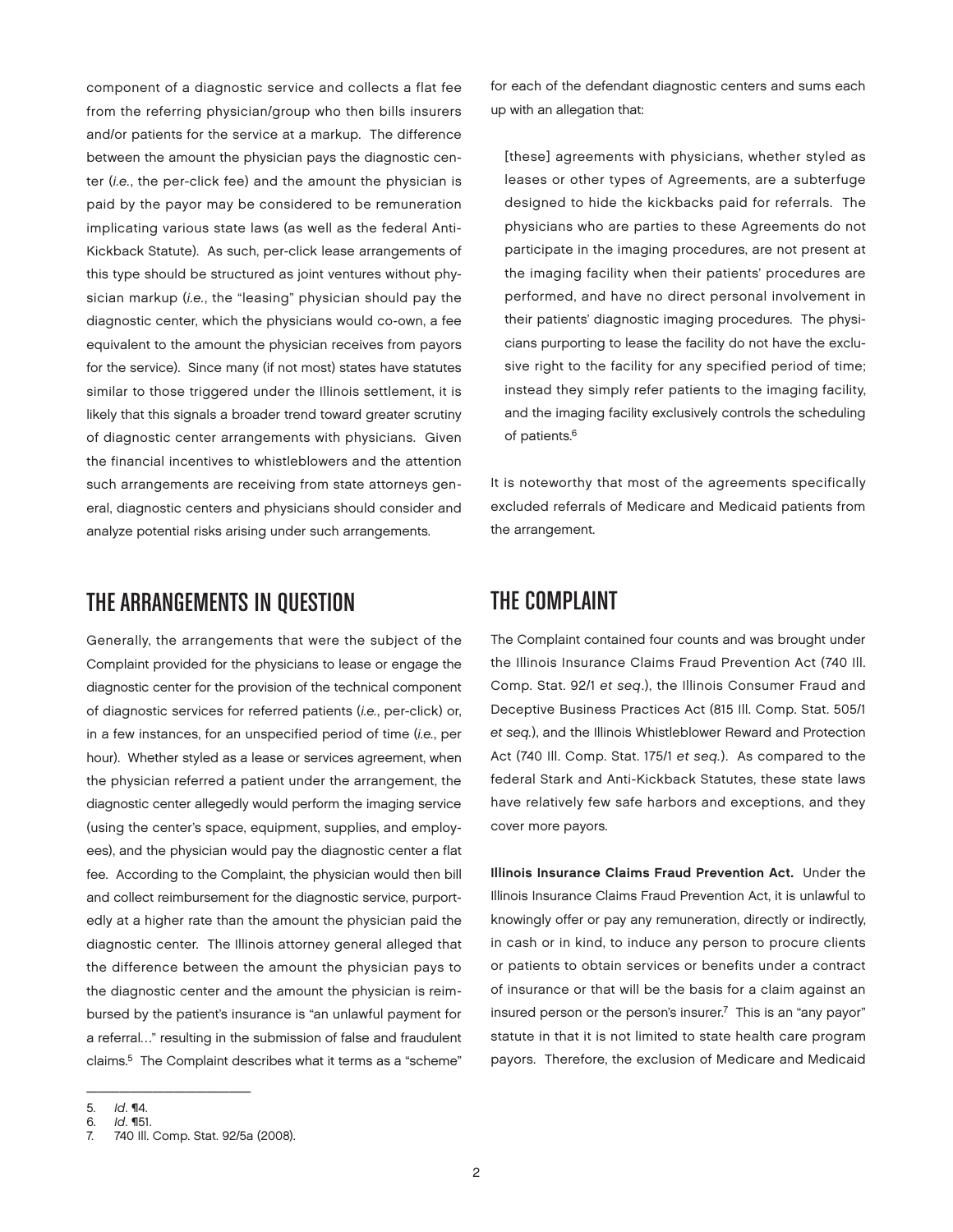component of a diagnostic service and collects a flat fee from the referring physician/group who then bills insurers and/or patients for the service at a markup. The difference between the amount the physician pays the diagnostic center (*i.e.*, the per-click fee) and the amount the physician is paid by the payor may be considered to be remuneration implicating various state laws (as well as the federal Anti-Kickback Statute). As such, per-click lease arrangements of this type should be structured as joint ventures without physician markup (*i.e.*, the "leasing" physician should pay the diagnostic center, which the physicians would co-own, a fee equivalent to the amount the physician receives from payors for the service). Since many (if not most) states have statutes similar to those triggered under the Illinois settlement, it is likely that this signals a broader trend toward greater scrutiny of diagnostic center arrangements with physicians. Given the financial incentives to whistleblowers and the attention such arrangements are receiving from state attorneys general, diagnostic centers and physicians should consider and analyze potential risks arising under such arrangements.

## THE ARRANGEMENTS IN QUESTION

Generally, the arrangements that were the subject of the Complaint provided for the physicians to lease or engage the diagnostic center for the provision of the technical component of diagnostic services for referred patients (*i.e.*, per-click) or, in a few instances, for an unspecified period of time (*i.e.*, per hour). Whether styled as a lease or services agreement, when the physician referred a patient under the arrangement, the diagnostic center allegedly would perform the imaging service (using the center's space, equipment, supplies, and employees), and the physician would pay the diagnostic center a flat fee. According to the Complaint, the physician would then bill and collect reimbursement for the diagnostic service, purportedly at a higher rate than the amount the physician paid the diagnostic center. The Illinois attorney general alleged that the difference between the amount the physician pays to the diagnostic center and the amount the physician is reimbursed by the patient's insurance is "an unlawful payment for a referral…" resulting in the submission of false and fraudulent claims.[5] The Complaint describes what it terms as a "scheme" for each of the defendant diagnostic centers and sums each up with an allegation that:

> [these] agreements with physicians, whether styled as leases or other types of Agreements, are a subterfuge designed to hide the kickbacks paid for referrals. The physicians who are parties to these Agreements do not participate in the imaging procedures, are not present at the imaging facility when their patients' procedures are performed, and have no direct personal involvement in their patients' diagnostic imaging procedures. The physicians purporting to lease the facility do not have the exclusive right to the facility for any specified period of time; instead they simply refer patients to the imaging facility, and the imaging facility exclusively controls the scheduling of patients.[6]

It is noteworthy that most of the agreements specifically excluded referrals of Medicare and Medicaid patients from the arrangement.

## THE COMPLAINT

The Complaint contained four counts and was brought under the Illinois Insurance Claims Fraud Prevention Act (740 Ill. Comp. Stat. 92/1 *et seq*.), the Illinois Consumer Fraud and Deceptive Business Practices Act (815 Ill. Comp. Stat. 505/1 *et seq.*), and the Illinois Whistleblower Reward and Protection Act (740 Ill. Comp. Stat. 175/1 *et seq.*). As compared to the federal Stark and Anti-Kickback Statutes, these state laws have relatively few safe harbors and exceptions, and they cover more payors.

**Illinois Insurance Claims Fraud Prevention Act.** Under the Illinois Insurance Claims Fraud Prevention Act, it is unlawful to knowingly offer or pay any remuneration, directly or indirectly, in cash or in kind, to induce any person to procure clients or patients to obtain services or benefits under a contract of insurance or that will be the basis for a claim against an insured person or the person's insurer.[7] This is an "any payor" statute in that it is not limited to state health care program payors. Therefore, the exclusion of Medicare and Medicaid

---

5. *Id*. ¶14.
6. *Id*. ¶51.
7. 740 Ill. Comp. Stat. 92/5a (2008).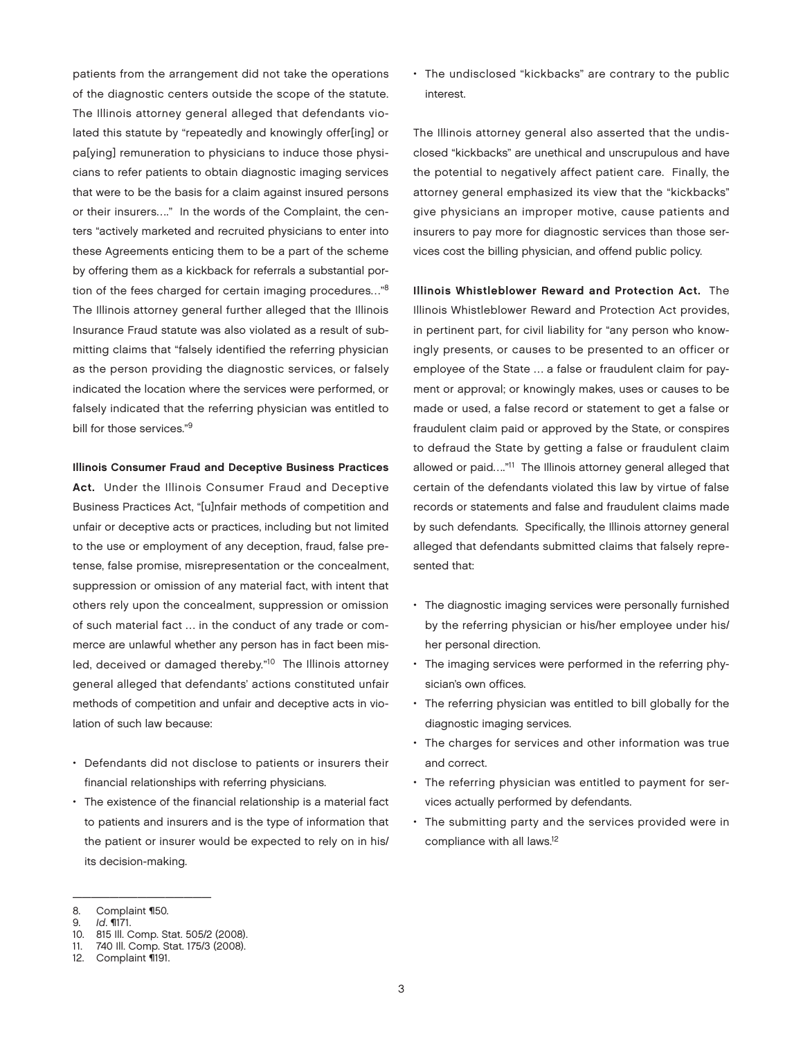patients from the arrangement did not take the operations of the diagnostic centers outside the scope of the statute. The Illinois attorney general alleged that defendants violated this statute by "repeatedly and knowingly offer[ing] or pa[ying] remuneration to physicians to induce those physicians to refer patients to obtain diagnostic imaging services that were to be the basis for a claim against insured persons or their insurers…." In the words of the Complaint, the centers "actively marketed and recruited physicians to enter into these Agreements enticing them to be a part of the scheme by offering them as a kickback for referrals a substantial portion of the fees charged for certain imaging procedures…"[8] The Illinois attorney general further alleged that the Illinois Insurance Fraud statute was also violated as a result of submitting claims that "falsely identified the referring physician as the person providing the diagnostic services, or falsely indicated the location where the services were performed, or falsely indicated that the referring physician was entitled to bill for those services."[9]

**Illinois Consumer Fraud and Deceptive Business Practices Act.** Under the Illinois Consumer Fraud and Deceptive Business Practices Act, "[u]nfair methods of competition and unfair or deceptive acts or practices, including but not limited to the use or employment of any deception, fraud, false pretense, false promise, misrepresentation or the concealment, suppression or omission of any material fact, with intent that others rely upon the concealment, suppression or omission of such material fact … in the conduct of any trade or commerce are unlawful whether any person has in fact been misled, deceived or damaged thereby."[10] The Illinois attorney general alleged that defendants' actions constituted unfair methods of competition and unfair and deceptive acts in violation of such law because:

- Defendants did not disclose to patients or insurers their financial relationships with referring physicians.
- The existence of the financial relationship is a material fact to patients and insurers and is the type of information that the patient or insurer would be expected to rely on in his/its decision-making.
- The undisclosed "kickbacks" are contrary to the public interest.

The Illinois attorney general also asserted that the undisclosed "kickbacks" are unethical and unscrupulous and have the potential to negatively affect patient care. Finally, the attorney general emphasized its view that the "kickbacks" give physicians an improper motive, cause patients and insurers to pay more for diagnostic services than those services cost the billing physician, and offend public policy.

**Illinois Whistleblower Reward and Protection Act.** The Illinois Whistleblower Reward and Protection Act provides, in pertinent part, for civil liability for "any person who knowingly presents, or causes to be presented to an officer or employee of the State … a false or fraudulent claim for payment or approval; or knowingly makes, uses or causes to be made or used, a false record or statement to get a false or fraudulent claim paid or approved by the State, or conspires to defraud the State by getting a false or fraudulent claim allowed or paid…."[11] The Illinois attorney general alleged that certain of the defendants violated this law by virtue of false records or statements and false and fraudulent claims made by such defendants. Specifically, the Illinois attorney general alleged that defendants submitted claims that falsely represented that:

- The diagnostic imaging services were personally furnished by the referring physician or his/her employee under his/her personal direction.
- The imaging services were performed in the referring physician's own offices.
- The referring physician was entitled to bill globally for the diagnostic imaging services.
- The charges for services and other information was true and correct.
- The referring physician was entitled to payment for services actually performed by defendants.
- The submitting party and the services provided were in compliance with all laws.[12]

---

8. Complaint ¶150.
9. *Id*. ¶171.
10. 815 Ill. Comp. Stat. 505/2 (2008).
11. 740 Ill. Comp. Stat. 175/3 (2008).
12. Complaint ¶191.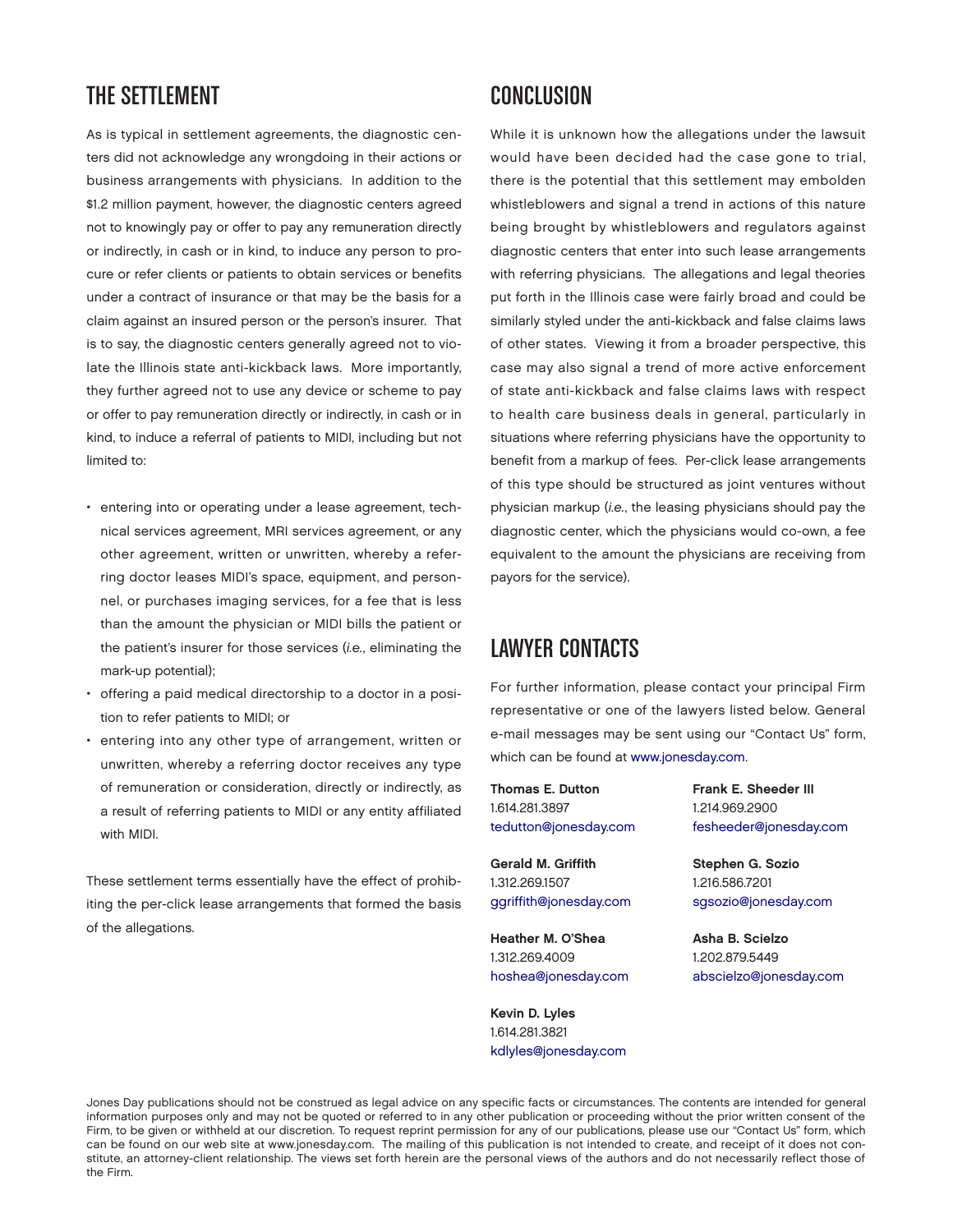## THE SETTLEMENT

As is typical in settlement agreements, the diagnostic centers did not acknowledge any wrongdoing in their actions or business arrangements with physicians. In addition to the $1.2 million payment, however, the diagnostic centers agreed not to knowingly pay or offer to pay any remuneration directly or indirectly, in cash or in kind, to induce any person to procure or refer clients or patients to obtain services or benefits under a contract of insurance or that may be the basis for a claim against an insured person or the person's insurer. That is to say, the diagnostic centers generally agreed not to violate the Illinois state anti-kickback laws. More importantly, they further agreed not to use any device or scheme to pay or offer to pay remuneration directly or indirectly, in cash or in kind, to induce a referral of patients to MIDI, including but not limited to:

- entering into or operating under a lease agreement, technical services agreement, MRI services agreement, or any other agreement, written or unwritten, whereby a referring doctor leases MIDI's space, equipment, and personnel, or purchases imaging services, for a fee that is less than the amount the physician or MIDI bills the patient or the patient's insurer for those services (*i.e.*, eliminating the mark-up potential);
- offering a paid medical directorship to a doctor in a position to refer patients to MIDI; or
- entering into any other type of arrangement, written or unwritten, whereby a referring doctor receives any type of remuneration or consideration, directly or indirectly, as a result of referring patients to MIDI or any entity affiliated with MIDI.

These settlement terms essentially have the effect of prohibiting the per-click lease arrangements that formed the basis of the allegations.

## CONCLUSION

While it is unknown how the allegations under the lawsuit would have been decided had the case gone to trial, there is the potential that this settlement may embolden whistleblowers and signal a trend in actions of this nature being brought by whistleblowers and regulators against diagnostic centers that enter into such lease arrangements with referring physicians. The allegations and legal theories put forth in the Illinois case were fairly broad and could be similarly styled under the anti-kickback and false claims laws of other states. Viewing it from a broader perspective, this case may also signal a trend of more active enforcement of state anti-kickback and false claims laws with respect to health care business deals in general, particularly in situations where referring physicians have the opportunity to benefit from a markup of fees. Per-click lease arrangements of this type should be structured as joint ventures without physician markup (*i.e.*, the leasing physicians should pay the diagnostic center, which the physicians would co-own, a fee equivalent to the amount the physicians are receiving from payors for the service).

## LAWYER CONTACTS

For further information, please contact your principal Firm representative or one of the lawyers listed below. General e-mail messages may be sent using our "Contact Us" form, which can be found at www.jonesday.com.

**Thomas E. Dutton**
1.614.281.3897
tedutton@jonesday.com

**Gerald M. Griffith**
1.312.269.1507
ggriffith@jonesday.com

**Heather M. O'Shea**
1.312.269.4009
hoshea@jonesday.com

**Kevin D. Lyles**
1.614.281.3821
kdlyles@jonesday.com

**Frank E. Sheeder III**
1.214.969.2900
fesheeder@jonesday.com

**Stephen G. Sozio**
1.216.586.7201
sgsozio@jonesday.com

**Asha B. Scielzo**
1.202.879.5449
abscielzo@jonesday.com

Jones Day publications should not be construed as legal advice on any specific facts or circumstances. The contents are intended for general information purposes only and may not be quoted or referred to in any other publication or proceeding without the prior written consent of the Firm, to be given or withheld at our discretion. To request reprint permission for any of our publications, please use our "Contact Us" form, which can be found on our web site at www.jonesday.com. The mailing of this publication is not intended to create, and receipt of it does not constitute, an attorney-client relationship. The views set forth herein are the personal views of the authors and do not necessarily reflect those of the Firm.